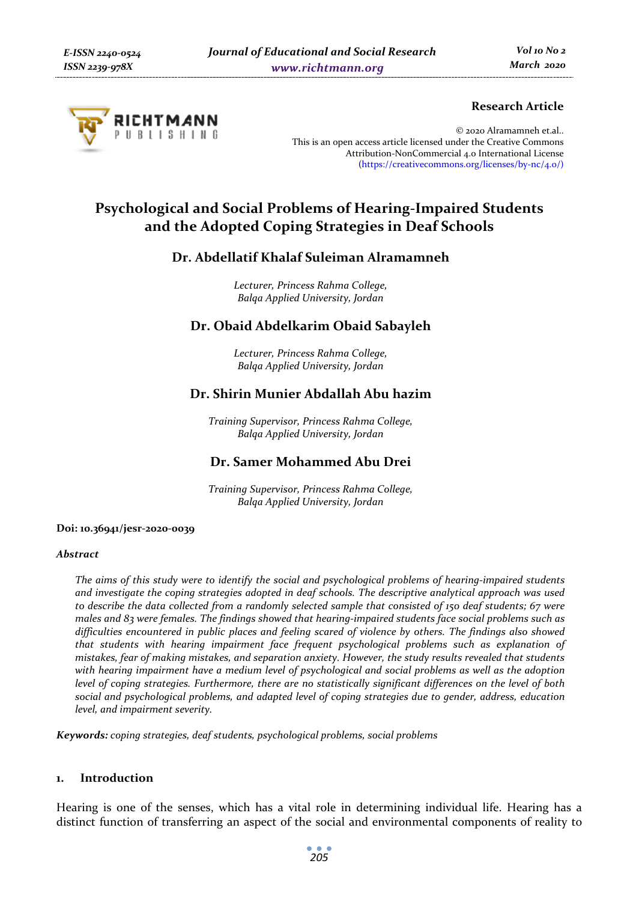**Research Article**

© 2020 Alramamneh et.al..
This is an open access article licensed under the Creative Commons Attribution-NonCommercial 4.0 International License (https://creativecommons.org/licenses/by-nc/4.0/)

# Psychological and Social Problems of Hearing-Impaired Students and the Adopted Coping Strategies in Deaf Schools

## Dr. Abdellatif Khalaf Suleiman Alramamneh

*Lecturer, Princess Rahma College,*
*Balqa Applied University, Jordan*

## Dr. Obaid Abdelkarim Obaid Sabayleh

*Lecturer, Princess Rahma College,*
*Balqa Applied University, Jordan*

## Dr. Shirin Munier Abdallah Abu hazim

*Training Supervisor, Princess Rahma College,*
*Balqa Applied University, Jordan*

## Dr. Samer Mohammed Abu Drei

*Training Supervisor, Princess Rahma College,*
*Balqa Applied University, Jordan*

**Doi: 10.36941/jesr-2020-0039**

***Abstract***

*The aims of this study were to identify the social and psychological problems of hearing-impaired students and investigate the coping strategies adopted in deaf schools. The descriptive analytical approach was used to describe the data collected from a randomly selected sample that consisted of 150 deaf students; 67 were males and 83 were females. The findings showed that hearing-impaired students face social problems such as difficulties encountered in public places and feeling scared of violence by others. The findings also showed that students with hearing impairment face frequent psychological problems such as explanation of mistakes, fear of making mistakes, and separation anxiety. However, the study results revealed that students with hearing impairment have a medium level of psychological and social problems as well as the adoption level of coping strategies. Furthermore, there are no statistically significant differences on the level of both social and psychological problems, and adapted level of coping strategies due to gender, address, education level, and impairment severity.*

***Keywords:*** *coping strategies, deaf students, psychological problems, social problems*

## 1. Introduction

Hearing is one of the senses, which has a vital role in determining individual life. Hearing has a distinct function of transferring an aspect of the social and environmental components of reality to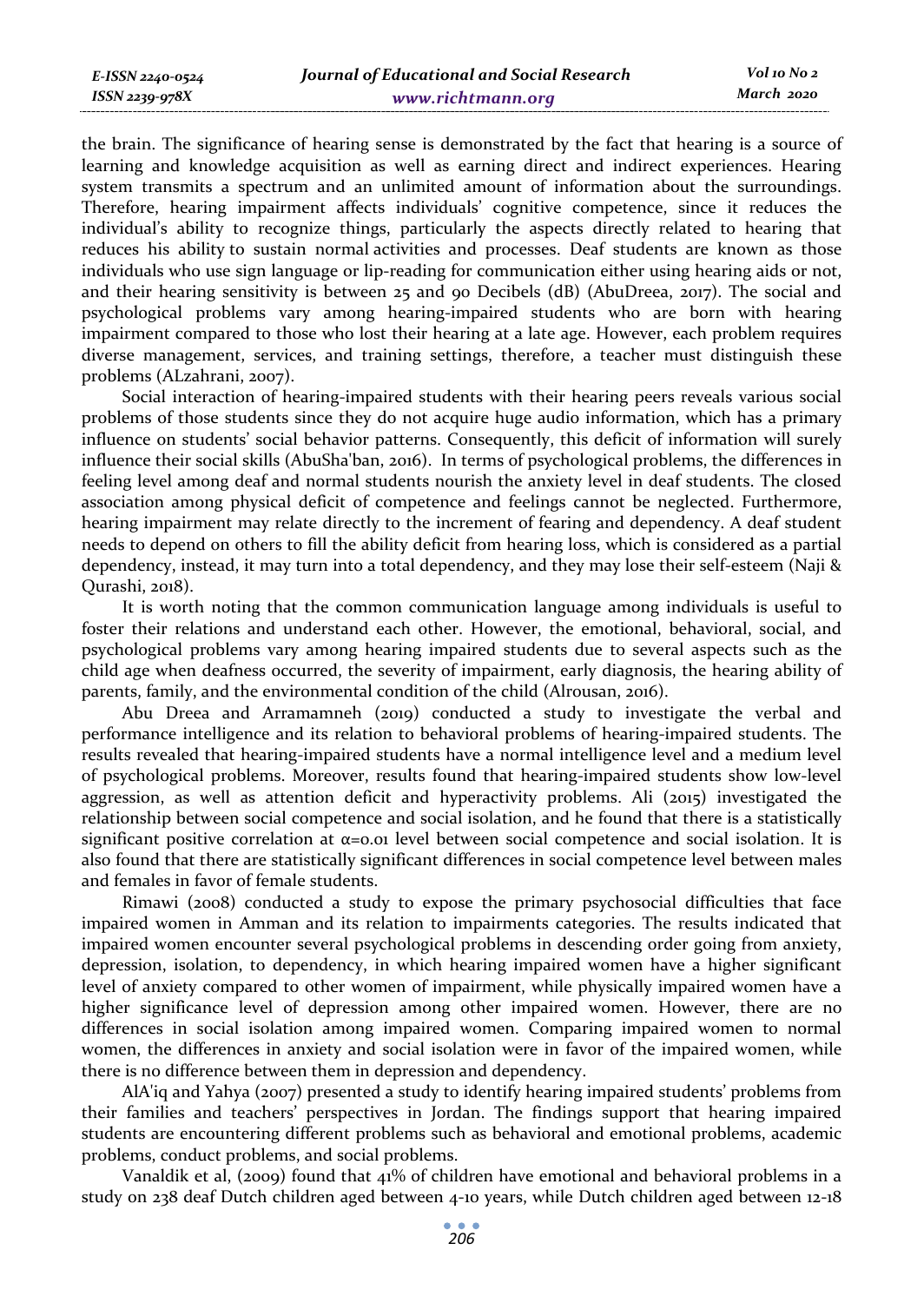the brain. The significance of hearing sense is demonstrated by the fact that hearing is a source of learning and knowledge acquisition as well as earning direct and indirect experiences. Hearing system transmits a spectrum and an unlimited amount of information about the surroundings. Therefore, hearing impairment affects individuals' cognitive competence, since it reduces the individual's ability to recognize things, particularly the aspects directly related to hearing that reduces his ability to sustain normal activities and processes. Deaf students are known as those individuals who use sign language or lip-reading for communication either using hearing aids or not, and their hearing sensitivity is between 25 and 90 Decibels (dB) (AbuDreea, 2017). The social and psychological problems vary among hearing-impaired students who are born with hearing impairment compared to those who lost their hearing at a late age. However, each problem requires diverse management, services, and training settings, therefore, a teacher must distinguish these problems (ALzahrani, 2007).

Social interaction of hearing-impaired students with their hearing peers reveals various social problems of those students since they do not acquire huge audio information, which has a primary influence on students' social behavior patterns. Consequently, this deficit of information will surely influence their social skills (AbuSha'ban, 2016). In terms of psychological problems, the differences in feeling level among deaf and normal students nourish the anxiety level in deaf students. The closed association among physical deficit of competence and feelings cannot be neglected. Furthermore, hearing impairment may relate directly to the increment of fearing and dependency. A deaf student needs to depend on others to fill the ability deficit from hearing loss, which is considered as a partial dependency, instead, it may turn into a total dependency, and they may lose their self-esteem (Naji & Qurashi, 2018).

It is worth noting that the common communication language among individuals is useful to foster their relations and understand each other. However, the emotional, behavioral, social, and psychological problems vary among hearing impaired students due to several aspects such as the child age when deafness occurred, the severity of impairment, early diagnosis, the hearing ability of parents, family, and the environmental condition of the child (Alrousan, 2016).

Abu Dreea and Arramamneh (2019) conducted a study to investigate the verbal and performance intelligence and its relation to behavioral problems of hearing-impaired students. The results revealed that hearing-impaired students have a normal intelligence level and a medium level of psychological problems. Moreover, results found that hearing-impaired students show low-level aggression, as well as attention deficit and hyperactivity problems. Ali (2015) investigated the relationship between social competence and social isolation, and he found that there is a statistically significant positive correlation at $\alpha=0.01$ level between social competence and social isolation. It is also found that there are statistically significant differences in social competence level between males and females in favor of female students.

Rimawi (2008) conducted a study to expose the primary psychosocial difficulties that face impaired women in Amman and its relation to impairments categories. The results indicated that impaired women encounter several psychological problems in descending order going from anxiety, depression, isolation, to dependency, in which hearing impaired women have a higher significant level of anxiety compared to other women of impairment, while physically impaired women have a higher significance level of depression among other impaired women. However, there are no differences in social isolation among impaired women. Comparing impaired women to normal women, the differences in anxiety and social isolation were in favor of the impaired women, while there is no difference between them in depression and dependency.

AlA'iq and Yahya (2007) presented a study to identify hearing impaired students' problems from their families and teachers' perspectives in Jordan. The findings support that hearing impaired students are encountering different problems such as behavioral and emotional problems, academic problems, conduct problems, and social problems.

Vanaldik et al, (2009) found that 41% of children have emotional and behavioral problems in a study on 238 deaf Dutch children aged between 4-10 years, while Dutch children aged between 12-18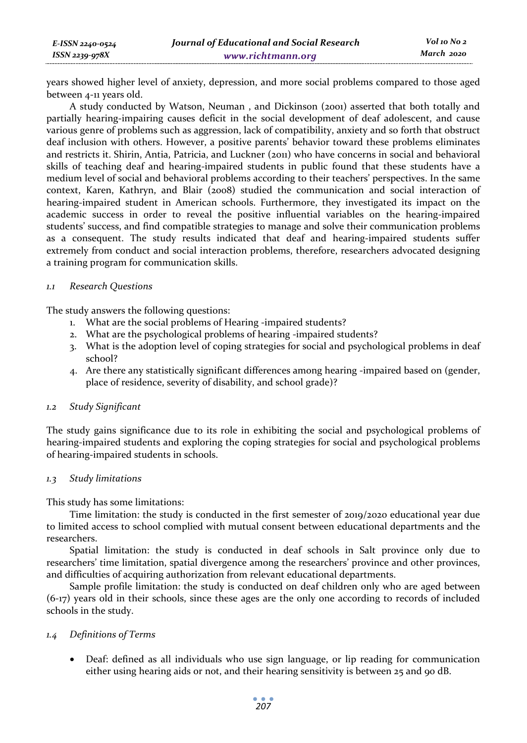years showed higher level of anxiety, depression, and more social problems compared to those aged between 4-11 years old.

A study conducted by Watson, Neuman , and Dickinson (2001) asserted that both totally and partially hearing-impairing causes deficit in the social development of deaf adolescent, and cause various genre of problems such as aggression, lack of compatibility, anxiety and so forth that obstruct deaf inclusion with others. However, a positive parents' behavior toward these problems eliminates and restricts it. Shirin, Antia, Patricia, and Luckner (2011) who have concerns in social and behavioral skills of teaching deaf and hearing-impaired students in public found that these students have a medium level of social and behavioral problems according to their teachers' perspectives. In the same context, Karen, Kathryn, and Blair (2008) studied the communication and social interaction of hearing-impaired student in American schools. Furthermore, they investigated its impact on the academic success in order to reveal the positive influential variables on the hearing-impaired students' success, and find compatible strategies to manage and solve their communication problems as a consequent. The study results indicated that deaf and hearing-impaired students suffer extremely from conduct and social interaction problems, therefore, researchers advocated designing a training program for communication skills.

### *1.1 Research Questions*

The study answers the following questions:

1. What are the social problems of Hearing -impaired students?
2. What are the psychological problems of hearing -impaired students?
3. What is the adoption level of coping strategies for social and psychological problems in deaf school?
4. Are there any statistically significant differences among hearing -impaired based on (gender, place of residence, severity of disability, and school grade)?

### *1.2 Study Significant*

The study gains significance due to its role in exhibiting the social and psychological problems of hearing-impaired students and exploring the coping strategies for social and psychological problems of hearing-impaired students in schools.

### *1.3 Study limitations*

This study has some limitations:

Time limitation: the study is conducted in the first semester of 2019/2020 educational year due to limited access to school complied with mutual consent between educational departments and the researchers.

Spatial limitation: the study is conducted in deaf schools in Salt province only due to researchers' time limitation, spatial divergence among the researchers' province and other provinces, and difficulties of acquiring authorization from relevant educational departments.

Sample profile limitation: the study is conducted on deaf children only who are aged between (6-17) years old in their schools, since these ages are the only one according to records of included schools in the study.

### *1.4 Definitions of Terms*

- Deaf: defined as all individuals who use sign language, or lip reading for communication either using hearing aids or not, and their hearing sensitivity is between 25 and 90 dB.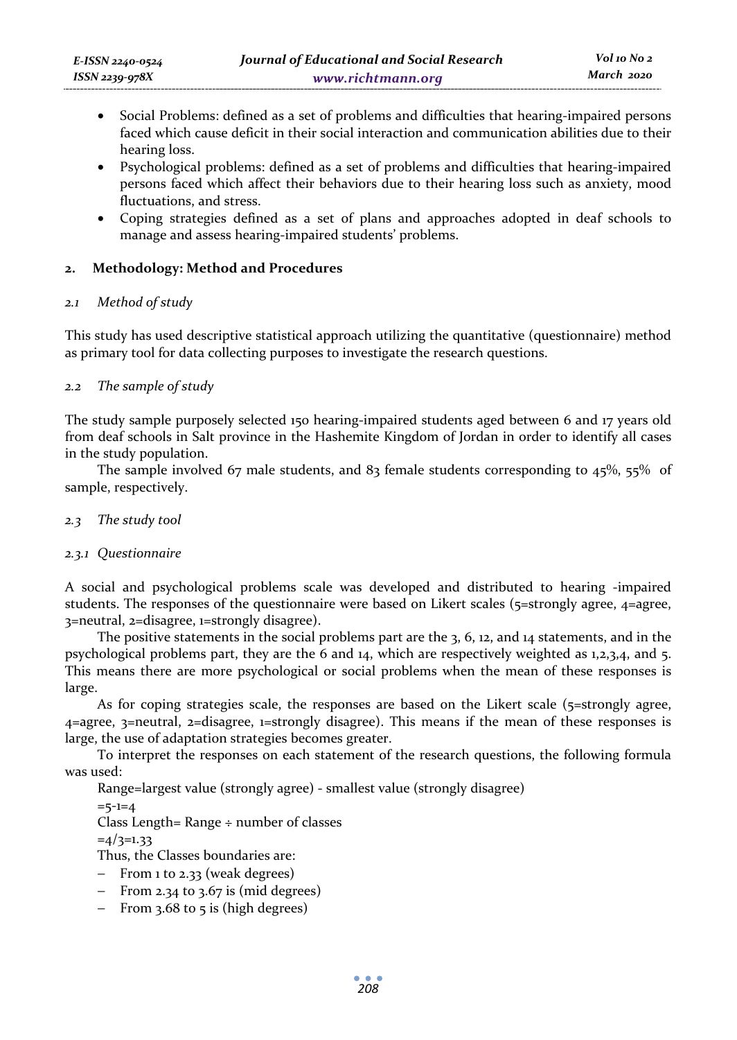- Social Problems: defined as a set of problems and difficulties that hearing-impaired persons faced which cause deficit in their social interaction and communication abilities due to their hearing loss.
- Psychological problems: defined as a set of problems and difficulties that hearing-impaired persons faced which affect their behaviors due to their hearing loss such as anxiety, mood fluctuations, and stress.
- Coping strategies defined as a set of plans and approaches adopted in deaf schools to manage and assess hearing-impaired students' problems.

## 2. Methodology: Method and Procedures

### *2.1 Method of study*

This study has used descriptive statistical approach utilizing the quantitative (questionnaire) method as primary tool for data collecting purposes to investigate the research questions.

### *2.2 The sample of study*

The study sample purposely selected 150 hearing-impaired students aged between 6 and 17 years old from deaf schools in Salt province in the Hashemite Kingdom of Jordan in order to identify all cases in the study population.

The sample involved 67 male students, and 83 female students corresponding to 45%, 55% of sample, respectively.

### *2.3 The study tool*

#### *2.3.1 Questionnaire*

A social and psychological problems scale was developed and distributed to hearing -impaired students. The responses of the questionnaire were based on Likert scales (5=strongly agree, 4=agree, 3=neutral, 2=disagree, 1=strongly disagree).

The positive statements in the social problems part are the 3, 6, 12, and 14 statements, and in the psychological problems part, they are the 6 and 14, which are respectively weighted as 1,2,3,4, and 5. This means there are more psychological or social problems when the mean of these responses is large.

As for coping strategies scale, the responses are based on the Likert scale (5=strongly agree, 4=agree, 3=neutral, 2=disagree, 1=strongly disagree). This means if the mean of these responses is large, the use of adaptation strategies becomes greater.

To interpret the responses on each statement of the research questions, the following formula was used:

Range=largest value (strongly agree) - smallest value (strongly disagree)

=5-1=4

Class Length= Range ÷ number of classes

=4/3=1.33

Thus, the Classes boundaries are:

- From 1 to 2.33 (weak degrees)
- From 2.34 to 3.67 is (mid degrees)
- From 3.68 to 5 is (high degrees)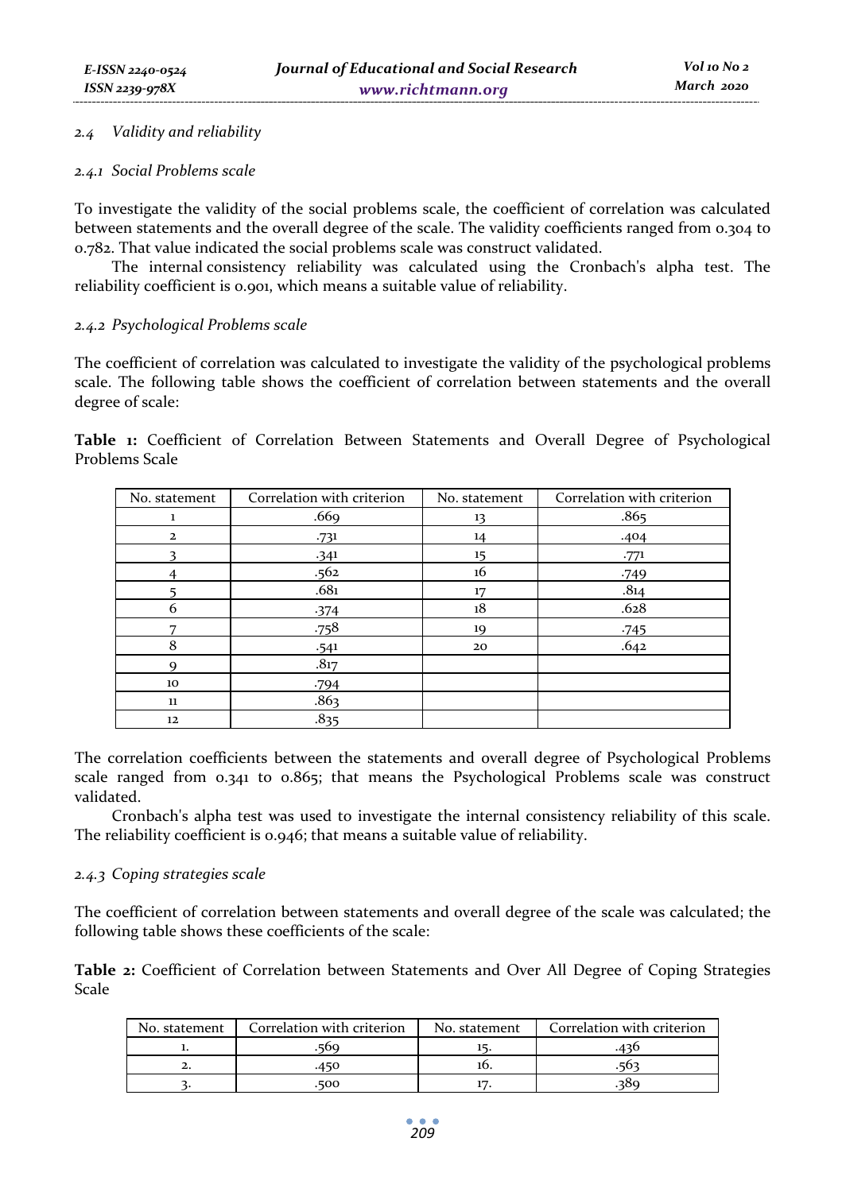### *2.4 Validity and reliability*

#### *2.4.1 Social Problems scale*

To investigate the validity of the social problems scale, the coefficient of correlation was calculated between statements and the overall degree of the scale. The validity coefficients ranged from 0.304 to 0.782. That value indicated the social problems scale was construct validated.

The internal consistency reliability was calculated using the Cronbach's alpha test. The reliability coefficient is 0.901, which means a suitable value of reliability.

#### *2.4.2 Psychological Problems scale*

The coefficient of correlation was calculated to investigate the validity of the psychological problems scale. The following table shows the coefficient of correlation between statements and the overall degree of scale:

**Table 1:** Coefficient of Correlation Between Statements and Overall Degree of Psychological Problems Scale

| No. statement | Correlation with criterion | No. statement | Correlation with criterion |
|---|---|---|---|
| 1 | .669 | 13 | .865 |
| 2 | .731 | 14 | .404 |
| 3 | .341 | 15 | .771 |
| 4 | .562 | 16 | .749 |
| 5 | .681 | 17 | .814 |
| 6 | .374 | 18 | .628 |
| 7 | .758 | 19 | .745 |
| 8 | .541 | 20 | .642 |
| 9 | .817 | | |
| 10 | .794 | | |
| 11 | .863 | | |
| 12 | .835 | | |

The correlation coefficients between the statements and overall degree of Psychological Problems scale ranged from 0.341 to 0.865; that means the Psychological Problems scale was construct validated.

Cronbach's alpha test was used to investigate the internal consistency reliability of this scale. The reliability coefficient is 0.946; that means a suitable value of reliability.

#### *2.4.3 Coping strategies scale*

The coefficient of correlation between statements and overall degree of the scale was calculated; the following table shows these coefficients of the scale:

**Table 2:** Coefficient of Correlation between Statements and Over All Degree of Coping Strategies Scale

| No. statement | Correlation with criterion | No. statement | Correlation with criterion |
|---|---|---|---|
| 1. | .569 | 15. | .436 |
| 2. | .450 | 16. | .563 |
| 3. | .500 | 17. | .389 |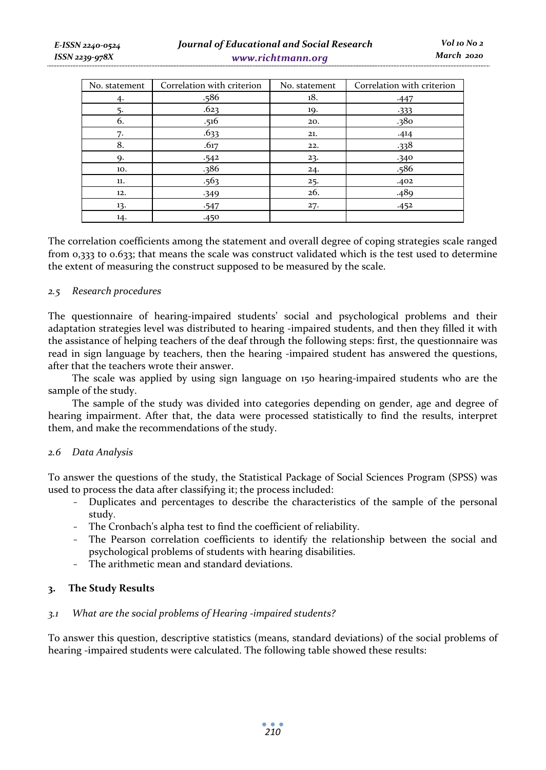| No. statement | Correlation with criterion | No. statement | Correlation with criterion |
|---|---|---|---|
| 4. | .586 | 18. | .447 |
| 5. | .623 | 19. | .333 |
| 6. | .516 | 20. | .380 |
| 7. | .633 | 21. | .414 |
| 8. | .617 | 22. | .338 |
| 9. | .542 | 23. | .340 |
| 10. | .386 | 24. | .586 |
| 11. | .563 | 25. | .402 |
| 12. | .349 | 26. | .489 |
| 13. | .547 | 27. | .452 |
| 14. | .450 | | |

The correlation coefficients among the statement and overall degree of coping strategies scale ranged from 0,333 to 0.633; that means the scale was construct validated which is the test used to determine the extent of measuring the construct supposed to be measured by the scale.

### *2.5 Research procedures*

The questionnaire of hearing-impaired students' social and psychological problems and their adaptation strategies level was distributed to hearing -impaired students, and then they filled it with the assistance of helping teachers of the deaf through the following steps: first, the questionnaire was read in sign language by teachers, then the hearing -impaired student has answered the questions, after that the teachers wrote their answer.

The scale was applied by using sign language on 150 hearing-impaired students who are the sample of the study.

The sample of the study was divided into categories depending on gender, age and degree of hearing impairment. After that, the data were processed statistically to find the results, interpret them, and make the recommendations of the study.

### *2.6 Data Analysis*

To answer the questions of the study, the Statistical Package of Social Sciences Program (SPSS) was used to process the data after classifying it; the process included:

- Duplicates and percentages to describe the characteristics of the sample of the personal study.
- The Cronbach's alpha test to find the coefficient of reliability.
- The Pearson correlation coefficients to identify the relationship between the social and psychological problems of students with hearing disabilities.
- The arithmetic mean and standard deviations.

## 3. The Study Results

### *3.1 What are the social problems of Hearing -impaired students?*

To answer this question, descriptive statistics (means, standard deviations) of the social problems of hearing -impaired students were calculated. The following table showed these results: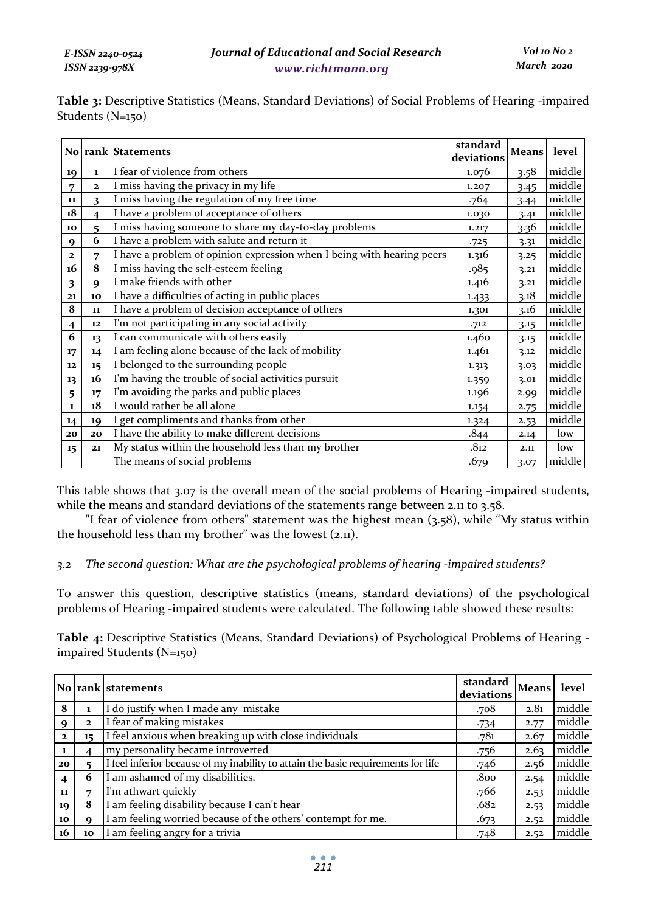**Table 3:** Descriptive Statistics (Means, Standard Deviations) of Social Problems of Hearing -impaired Students (N=150)

| No | rank | Statements | standard deviations | Means | level |
|---|---|---|---|---|---|
| 19 | 1 | I fear of violence from others | 1.076 | 3.58 | middle |
| 7 | 2 | I miss having the privacy in my life | 1.207 | 3.45 | middle |
| 11 | 3 | I miss having the regulation of my free time | .764 | 3.44 | middle |
| 18 | 4 | I have a problem of acceptance of others | 1.030 | 3.41 | middle |
| 10 | 5 | I miss having someone to share my day-to-day problems | 1.217 | 3.36 | middle |
| 9 | 6 | I have a problem with salute and return it | .725 | 3.31 | middle |
| 2 | 7 | I have a problem of opinion expression when I being with hearing peers | 1.316 | 3.25 | middle |
| 16 | 8 | I miss having the self-esteem feeling | .985 | 3.21 | middle |
| 3 | 9 | I make friends with other | 1.416 | 3.21 | middle |
| 21 | 10 | I have a difficulties of acting in public places | 1.433 | 3.18 | middle |
| 8 | 11 | I have a problem of decision acceptance of others | 1.301 | 3.16 | middle |
| 4 | 12 | I'm not participating in any social activity | .712 | 3.15 | middle |
| 6 | 13 | I can communicate with others easily | 1.460 | 3.15 | middle |
| 17 | 14 | I am feeling alone because of the lack of mobility | 1.461 | 3.12 | middle |
| 12 | 15 | I belonged to the surrounding people | 1.313 | 3.03 | middle |
| 13 | 16 | I'm having the trouble of social activities pursuit | 1.359 | 3.01 | middle |
| 5 | 17 | I'm avoiding the parks and public places | 1.196 | 2.99 | middle |
| 1 | 18 | I would rather be all alone | 1.154 | 2.75 | middle |
| 14 | 19 | I get compliments and thanks from other | 1.324 | 2.53 | middle |
| 20 | 20 | I have the ability to make different decisions | .844 | 2.14 | low |
| 15 | 21 | My status within the household less than my brother | .812 | 2.11 | low |
| | | The means of social problems | .679 | 3.07 | middle |

This table shows that 3.07 is the overall mean of the social problems of Hearing -impaired students, while the means and standard deviations of the statements range between 2.11 to 3.58.

"I fear of violence from others" statement was the highest mean (3.58), while "My status within the household less than my brother" was the lowest (2.11).

### *3.2 The second question: What are the psychological problems of hearing -impaired students?*

To answer this question, descriptive statistics (means, standard deviations) of the psychological problems of Hearing -impaired students were calculated. The following table showed these results:

**Table 4:** Descriptive Statistics (Means, Standard Deviations) of Psychological Problems of Hearing -impaired Students (N=150)

| No | rank | statements | standard deviations | Means | level |
|---|---|---|---|---|---|
| 8 | 1 | I do justify when I made any mistake | .708 | 2.81 | middle |
| 9 | 2 | I fear of making mistakes | .734 | 2.77 | middle |
| 2 | 15 | I feel anxious when breaking up with close individuals | .781 | 2.67 | middle |
| 1 | 4 | my personality became introverted | .756 | 2.63 | middle |
| 20 | 5 | I feel inferior because of my inability to attain the basic requirements for life | .746 | 2.56 | middle |
| 4 | 6 | I am ashamed of my disabilities. | .800 | 2.54 | middle |
| 11 | 7 | I'm athwart quickly | .766 | 2.53 | middle |
| 19 | 8 | I am feeling disability because I can't hear | .682 | 2.53 | middle |
| 10 | 9 | I am feeling worried because of the others' contempt for me. | .673 | 2.52 | middle |
| 16 | 10 | I am feeling angry for a trivia | .748 | 2.52 | middle |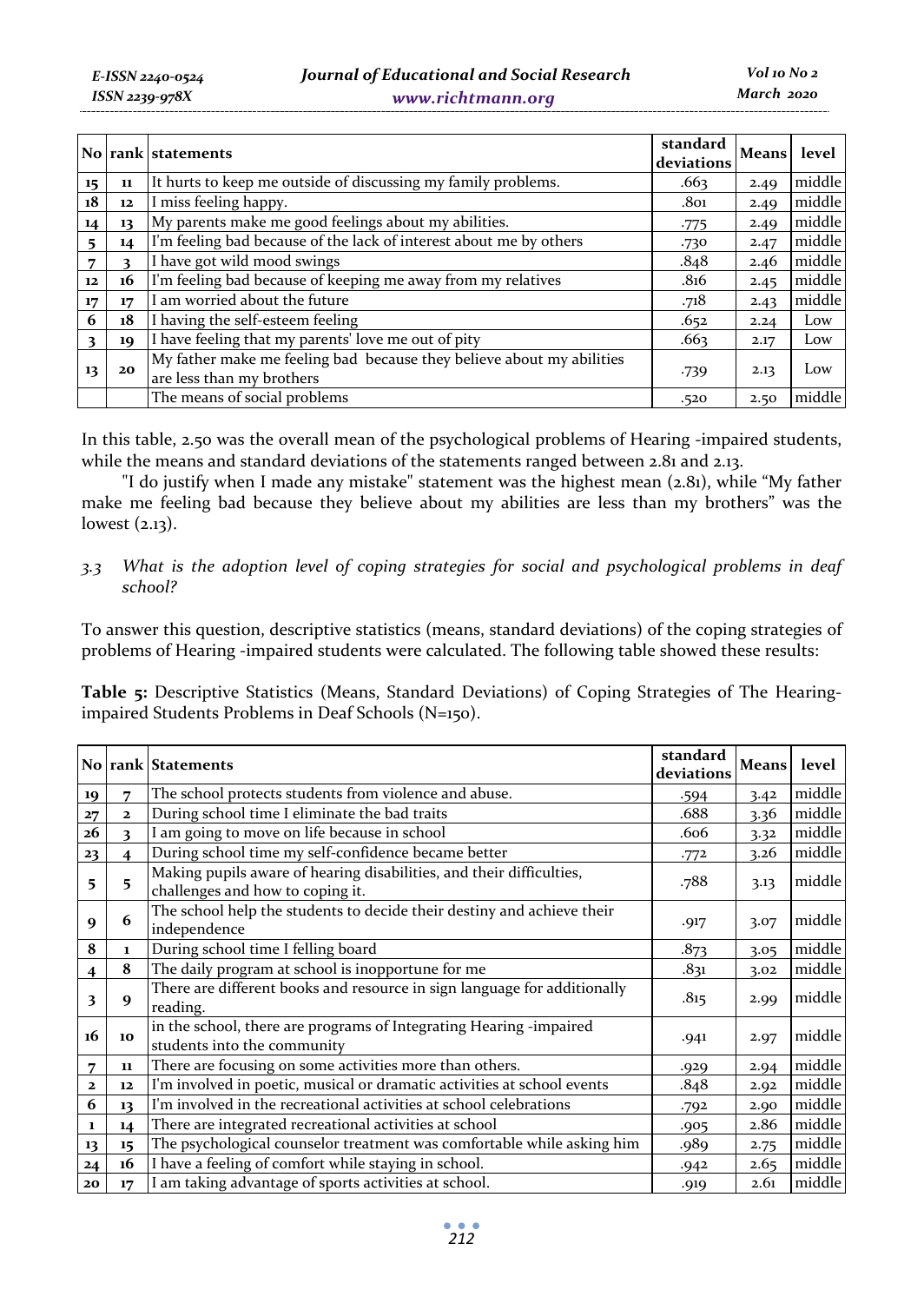| No | rank | statements | standard deviations | Means | level |
|---|---|---|---|---|---|
| 15 | 11 | It hurts to keep me outside of discussing my family problems. | .663 | 2.49 | middle |
| 18 | 12 | I miss feeling happy. | .801 | 2.49 | middle |
| 14 | 13 | My parents make me good feelings about my abilities. | .775 | 2.49 | middle |
| 5 | 14 | I'm feeling bad because of the lack of interest about me by others | .730 | 2.47 | middle |
| 7 | 3 | I have got wild mood swings | .848 | 2.46 | middle |
| 12 | 16 | I'm feeling bad because of keeping me away from my relatives | .816 | 2.45 | middle |
| 17 | 17 | I am worried about the future | .718 | 2.43 | middle |
| 6 | 18 | I having the self-esteem feeling | .652 | 2.24 | Low |
| 3 | 19 | I have feeling that my parents' love me out of pity | .663 | 2.17 | Low |
| 13 | 20 | My father make me feeling bad because they believe about my abilities are less than my brothers | .739 | 2.13 | Low |
| | | The means of social problems | .520 | 2.50 | middle |

In this table, 2.50 was the overall mean of the psychological problems of Hearing -impaired students, while the means and standard deviations of the statements ranged between 2.81 and 2.13.

"I do justify when I made any mistake" statement was the highest mean (2.81), while "My father make me feeling bad because they believe about my abilities are less than my brothers" was the lowest (2.13).

### 3.3 *What is the adoption level of coping strategies for social and psychological problems in deaf school?*

To answer this question, descriptive statistics (means, standard deviations) of the coping strategies of problems of Hearing -impaired students were calculated. The following table showed these results:

**Table 5:** Descriptive Statistics (Means, Standard Deviations) of Coping Strategies of The Hearing-impaired Students Problems in Deaf Schools (N=150).

| No | rank | Statements | standard deviations | Means | level |
|---|---|---|---|---|---|
| 19 | 7 | The school protects students from violence and abuse. | .594 | 3.42 | middle |
| 27 | 2 | During school time I eliminate the bad traits | .688 | 3.36 | middle |
| 26 | 3 | I am going to move on life because in school | .606 | 3.32 | middle |
| 23 | 4 | During school time my self-confidence became better | .772 | 3.26 | middle |
| 5 | 5 | Making pupils aware of hearing disabilities, and their difficulties, challenges and how to coping it. | .788 | 3.13 | middle |
| 9 | 6 | The school help the students to decide their destiny and achieve their independence | .917 | 3.07 | middle |
| 8 | 1 | During school time I felling board | .873 | 3.05 | middle |
| 4 | 8 | The daily program at school is inopportune for me | .831 | 3.02 | middle |
| 3 | 9 | There are different books and resource in sign language for additionally reading. | .815 | 2.99 | middle |
| 16 | 10 | in the school, there are programs of Integrating Hearing -impaired students into the community | .941 | 2.97 | middle |
| 7 | 11 | There are focusing on some activities more than others. | .929 | 2.94 | middle |
| 2 | 12 | I'm involved in poetic, musical or dramatic activities at school events | .848 | 2.92 | middle |
| 6 | 13 | I'm involved in the recreational activities at school celebrations | .792 | 2.90 | middle |
| 1 | 14 | There are integrated recreational activities at school | .905 | 2.86 | middle |
| 13 | 15 | The psychological counselor treatment was comfortable while asking him | .989 | 2.75 | middle |
| 24 | 16 | I have a feeling of comfort while staying in school. | .942 | 2.65 | middle |
| 20 | 17 | I am taking advantage of sports activities at school. | .919 | 2.61 | middle |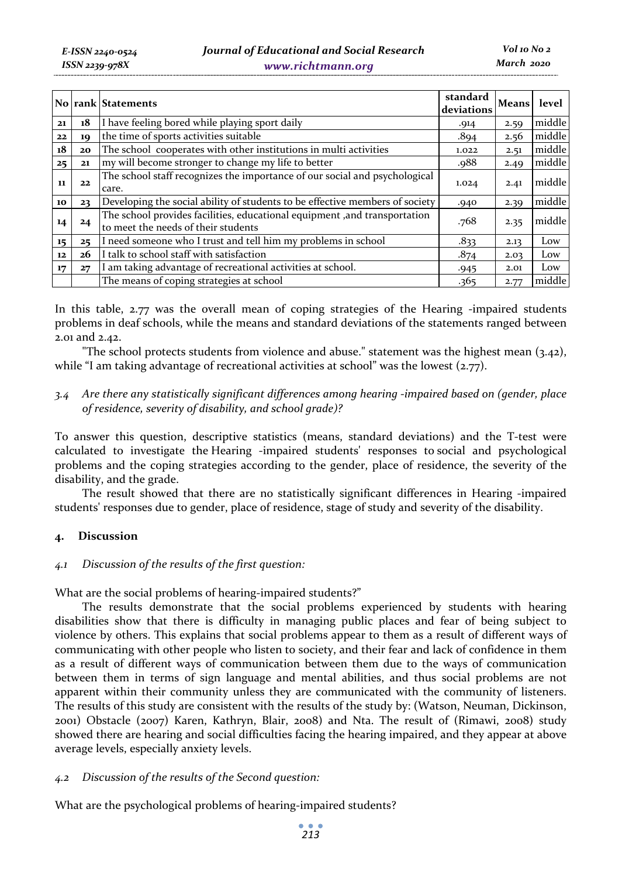| No | rank | Statements | standard deviations | Means | level |
|---|---|---|---|---|---|
| 21 | 18 | I have feeling bored while playing sport daily | .914 | 2.59 | middle |
| 22 | 19 | the time of sports activities suitable | .894 | 2.56 | middle |
| 18 | 20 | The school cooperates with other institutions in multi activities | 1.022 | 2.51 | middle |
| 25 | 21 | my will become stronger to change my life to better | .988 | 2.49 | middle |
| 11 | 22 | The school staff recognizes the importance of our social and psychological care. | 1.024 | 2.41 | middle |
| 10 | 23 | Developing the social ability of students to be effective members of society | .940 | 2.39 | middle |
| 14 | 24 | The school provides facilities, educational equipment ,and transportation to meet the needs of their students | .768 | 2.35 | middle |
| 15 | 25 | I need someone who I trust and tell him my problems in school | .833 | 2.13 | Low |
| 12 | 26 | I talk to school staff with satisfaction | .874 | 2.03 | Low |
| 17 | 27 | I am taking advantage of recreational activities at school. | .945 | 2.01 | Low |
| | | The means of coping strategies at school | .365 | 2.77 | middle |

In this table, 2.77 was the overall mean of coping strategies of the Hearing -impaired students problems in deaf schools, while the means and standard deviations of the statements ranged between 2.01 and 2.42.

"The school protects students from violence and abuse." statement was the highest mean (3.42), while "I am taking advantage of recreational activities at school" was the lowest (2.77).

### *3.4 Are there any statistically significant differences among hearing -impaired based on (gender, place of residence, severity of disability, and school grade)?*

To answer this question, descriptive statistics (means, standard deviations) and the T-test were calculated to investigate the Hearing -impaired students' responses to social and psychological problems and the coping strategies according to the gender, place of residence, the severity of the disability, and the grade.

The result showed that there are no statistically significant differences in Hearing -impaired students' responses due to gender, place of residence, stage of study and severity of the disability.

## 4. Discussion

### *4.1 Discussion of the results of the first question:*

What are the social problems of hearing-impaired students?"

The results demonstrate that the social problems experienced by students with hearing disabilities show that there is difficulty in managing public places and fear of being subject to violence by others. This explains that social problems appear to them as a result of different ways of communicating with other people who listen to society, and their fear and lack of confidence in them as a result of different ways of communication between them due to the ways of communication between them in terms of sign language and mental abilities, and thus social problems are not apparent within their community unless they are communicated with the community of listeners. The results of this study are consistent with the results of the study by: (Watson, Neuman, Dickinson, 2001) Obstacle (2007) Karen, Kathryn, Blair, 2008) and Nta. The result of (Rimawi, 2008) study showed there are hearing and social difficulties facing the hearing impaired, and they appear at above average levels, especially anxiety levels.

### *4.2 Discussion of the results of the Second question:*

What are the psychological problems of hearing-impaired students?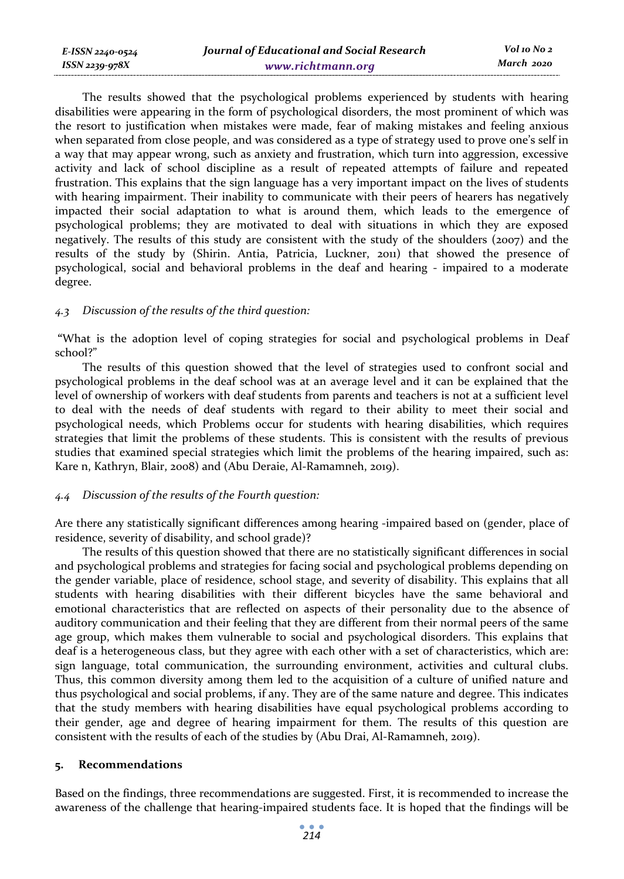The results showed that the psychological problems experienced by students with hearing disabilities were appearing in the form of psychological disorders, the most prominent of which was the resort to justification when mistakes were made, fear of making mistakes and feeling anxious when separated from close people, and was considered as a type of strategy used to prove one's self in a way that may appear wrong, such as anxiety and frustration, which turn into aggression, excessive activity and lack of school discipline as a result of repeated attempts of failure and repeated frustration. This explains that the sign language has a very important impact on the lives of students with hearing impairment. Their inability to communicate with their peers of hearers has negatively impacted their social adaptation to what is around them, which leads to the emergence of psychological problems; they are motivated to deal with situations in which they are exposed negatively. The results of this study are consistent with the study of the shoulders (2007) and the results of the study by (Shirin. Antia, Patricia, Luckner, 2011) that showed the presence of psychological, social and behavioral problems in the deaf and hearing - impaired to a moderate degree.

### *4.3 Discussion of the results of the third question:*

"What is the adoption level of coping strategies for social and psychological problems in Deaf school?"

The results of this question showed that the level of strategies used to confront social and psychological problems in the deaf school was at an average level and it can be explained that the level of ownership of workers with deaf students from parents and teachers is not at a sufficient level to deal with the needs of deaf students with regard to their ability to meet their social and psychological needs, which Problems occur for students with hearing disabilities, which requires strategies that limit the problems of these students. This is consistent with the results of previous studies that examined special strategies which limit the problems of the hearing impaired, such as: Kare n, Kathryn, Blair, 2008) and (Abu Deraie, Al-Ramamneh, 2019).

### *4.4 Discussion of the results of the Fourth question:*

Are there any statistically significant differences among hearing -impaired based on (gender, place of residence, severity of disability, and school grade)?

The results of this question showed that there are no statistically significant differences in social and psychological problems and strategies for facing social and psychological problems depending on the gender variable, place of residence, school stage, and severity of disability. This explains that all students with hearing disabilities with their different bicycles have the same behavioral and emotional characteristics that are reflected on aspects of their personality due to the absence of auditory communication and their feeling that they are different from their normal peers of the same age group, which makes them vulnerable to social and psychological disorders. This explains that deaf is a heterogeneous class, but they agree with each other with a set of characteristics, which are: sign language, total communication, the surrounding environment, activities and cultural clubs. Thus, this common diversity among them led to the acquisition of a culture of unified nature and thus psychological and social problems, if any. They are of the same nature and degree. This indicates that the study members with hearing disabilities have equal psychological problems according to their gender, age and degree of hearing impairment for them. The results of this question are consistent with the results of each of the studies by (Abu Drai, Al-Ramamneh, 2019).

## 5. Recommendations

Based on the findings, three recommendations are suggested. First, it is recommended to increase the awareness of the challenge that hearing-impaired students face. It is hoped that the findings will be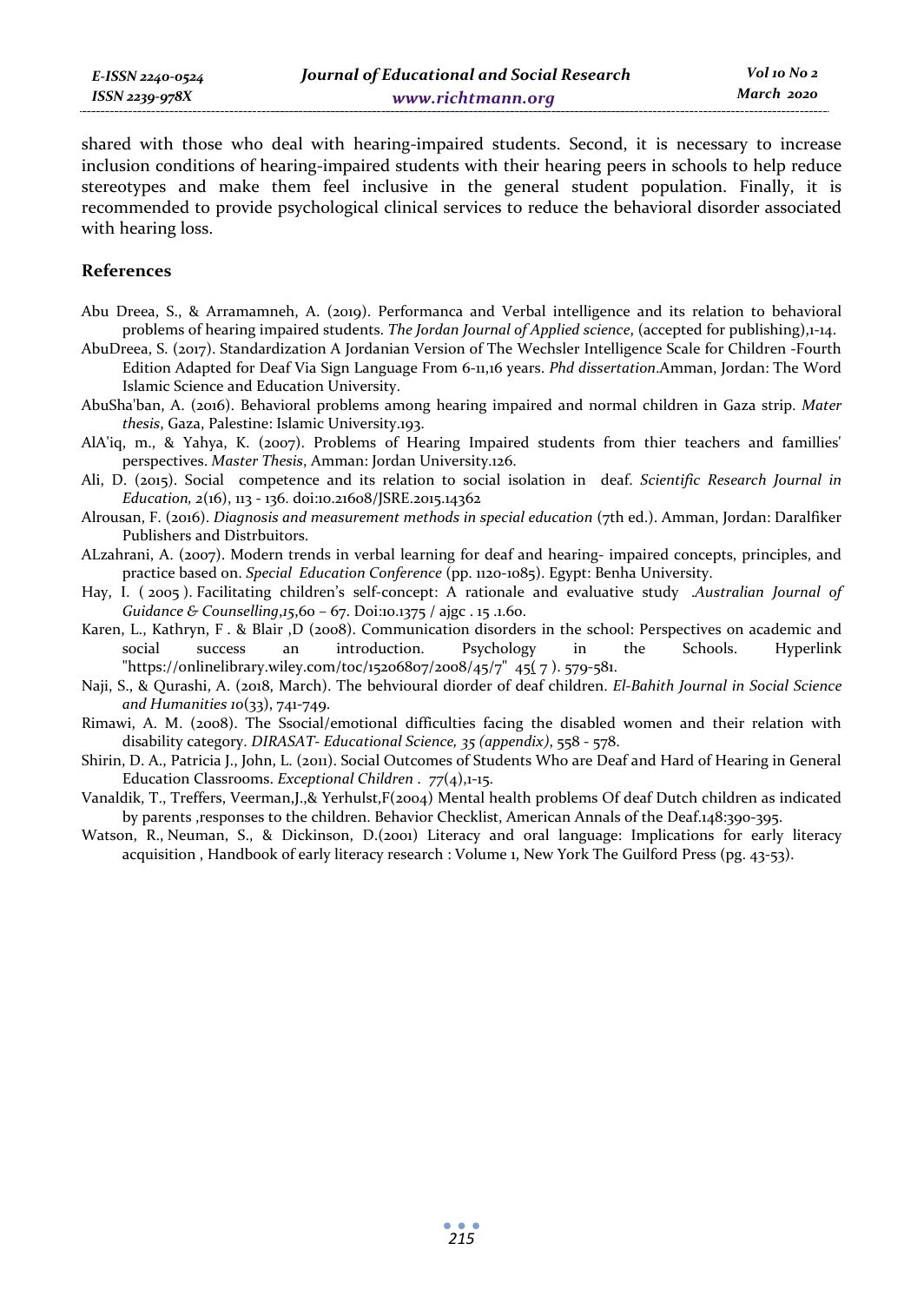shared with those who deal with hearing-impaired students. Second, it is necessary to increase inclusion conditions of hearing-impaired students with their hearing peers in schools to help reduce stereotypes and make them feel inclusive in the general student population. Finally, it is recommended to provide psychological clinical services to reduce the behavioral disorder associated with hearing loss.

## References

Abu Dreea, S., & Arramamneh, A. (2019). Performanca and Verbal intelligence and its relation to behavioral problems of hearing impaired students. *The Jordan Journal of Applied science*, (accepted for publishing),1-14.

AbuDreea, S. (2017). Standardization A Jordanian Version of The Wechsler Intelligence Scale for Children -Fourth Edition Adapted for Deaf Via Sign Language From 6-11,16 years. *Phd dissertation*.Amman, Jordan: The Word Islamic Science and Education University.

AbuSha'ban, A. (2016). Behavioral problems among hearing impaired and normal children in Gaza strip. *Mater thesis*, Gaza, Palestine: Islamic University.193.

AlA'iq, m., & Yahya, K. (2007). Problems of Hearing Impaired students from thier teachers and famillies' perspectives. *Master Thesis*, Amman: Jordan University.126.

Ali, D. (2015). Social competence and its relation to social isolation in deaf. *Scientific Research Journal in Education, 2*(16), 113 - 136. doi:10.21608/JSRE.2015.14362

Alrousan, F. (2016). *Diagnosis and measurement methods in special education* (7th ed.). Amman, Jordan: Daralfiker Publishers and Distrbuitors.

ALzahrani, A. (2007). Modern trends in verbal learning for deaf and hearing- impaired concepts, principles, and practice based on. *Special Education Conference* (pp. 1120-1085). Egypt: Benha University.

Hay, I. ( 2005 ). Facilitating children's self-concept: A rationale and evaluative study .*Australian Journal of Guidance & Counselling,15*,60 – 67. Doi:10.1375 / ajgc . 15 .1.60.

Karen, L., Kathryn, F . & Blair ,D (2008). Communication disorders in the school: Perspectives on academic and social success an introduction. Psychology in the Schools. Hyperlink "https://onlinelibrary.wiley.com/toc/15206807/2008/45/7" 45( 7 ). 579-581.

Naji, S., & Qurashi, A. (2018, March). The behvioural diorder of deaf children. *El-Bahith Journal in Social Science and Humanities 10*(33), 741-749.

Rimawi, A. M. (2008). The Ssocial/emotional difficulties facing the disabled women and their relation with disability category. *DIRASAT- Educational Science, 35 (appendix)*, 558 - 578.

Shirin, D. A., Patricia J., John, L. (2011). Social Outcomes of Students Who are Deaf and Hard of Hearing in General Education Classrooms. *Exceptional Children* . *77*(4),1-15.

Vanaldik, T., Treffers, Veerman,J.,& Yerhulst,F(2004) Mental health problems Of deaf Dutch children as indicated by parents ,responses to the children. Behavior Checklist, American Annals of the Deaf.148:390-395.

Watson, R., Neuman, S., & Dickinson, D.(2001) Literacy and oral language: Implications for early literacy acquisition , Handbook of early literacy research : Volume 1, New York The Guilford Press (pg. 43-53).